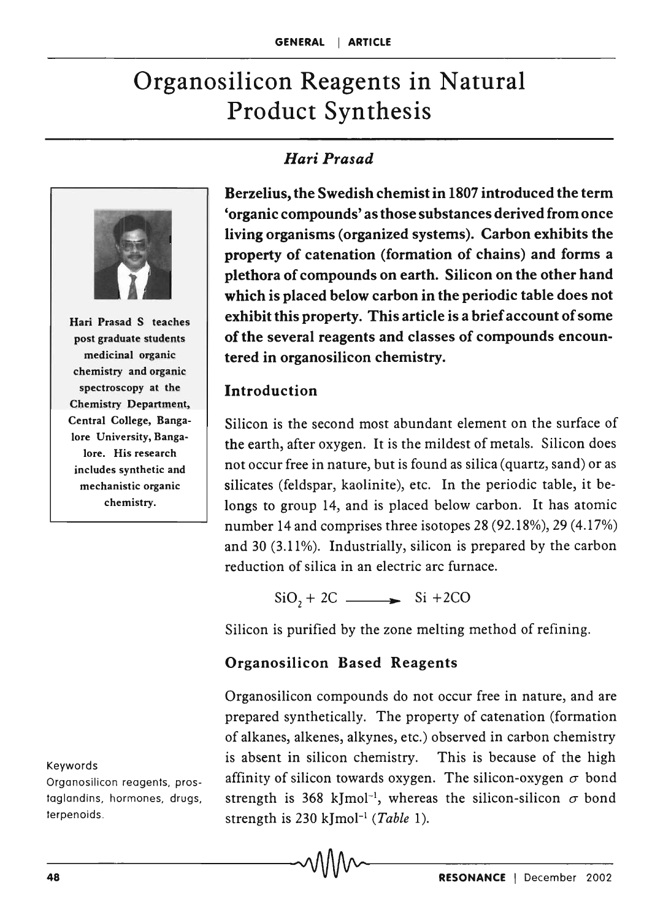# Organosilicon Reagents in Natural Product Synthesis

*Hari Prasad*

Hari Prasad S teaches post graduate students medicinal organic chemistry and organic spectroscopy at the Chemistry Department, Central College, Bangalore University, Bangalore. His research includes synthetic and mechanistic organic chemistry.

**Berzelius, the Swedish chemist in 1807 introduced the term 'organic compounds' as those substances derived from once living organisms (organized systems). Carbon exhibits the property of catenation (formation of chains) and forms a plethora of compounds on earth. Silicon on the other hand which is placed below carbon in the periodic table does not exhibit this property. This article is a brief account of some of the several reagents and classes of compounds encountered in organosilicon chemistry.**

## Introduction

Silicon is the second most abundant element on the surface of the earth, after oxygen. It is the mildest of metals. Silicon does not occur free in nature, but is found as silica (quartz, sand) or as silicates (feldspar, kaolinite), etc. In the periodic table, it belongs to group 14, and is placed below carbon. It has atomic number 14 and comprises three isotopes 28 (92.18%), 29 (4.17%) and 30 (3.11%). Industrially, silicon is prepared by the carbon reduction of silica in an electric arc furnace.

$$SiO_2 + 2C \longrightarrow Si + 2CO$$

Silicon is purified by the zone melting method of refining.

### Organosilicon Based Reagents

Organosilicon compounds do not occur free in nature, and are prepared synthetically. The property of catenation (formation of alkanes, alkenes, alkynes, etc.) observed in carbon chemistry is absent in silicon chemistry. This is because of the high affinity of silicon towards oxygen. The silicon-oxygen $\sigma$ bond strength is 368 kJmol$^{-1}$, whereas the silicon-silicon $\sigma$ bond strength is 230 kJmol$^{-1}$ (*Table* 1).

Keywords

Organosilicon reagents, prostaglandins, hormones, drugs, terpenoids.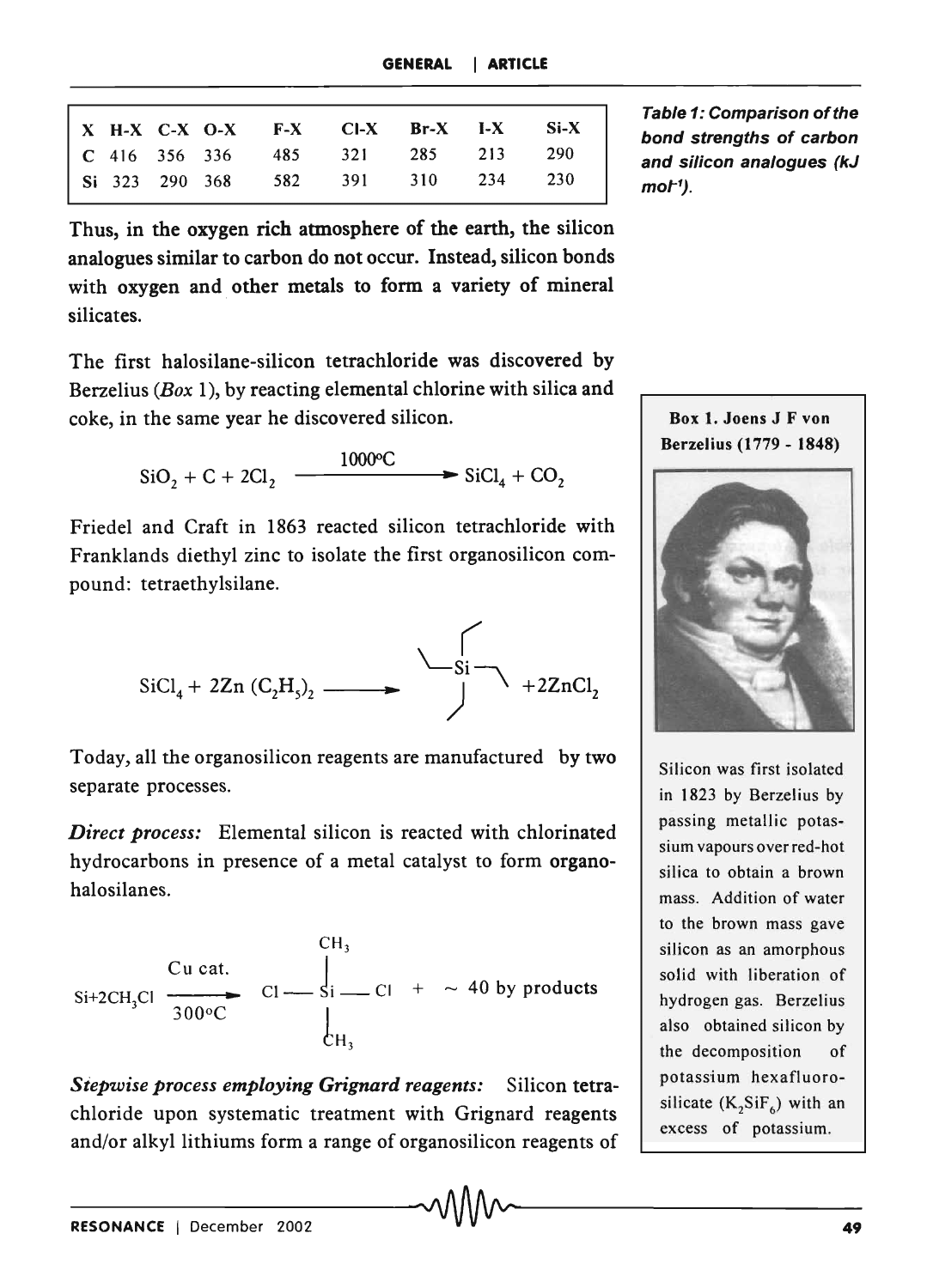| X | H-X | C-X | O-X | F-X | Cl-X | Br-X | I-X | Si-X |
|---|---|---|---|---|---|---|---|---|
| C | 416 | 356 | 336 | 485 | 321 | 285 | 213 | 290 |
| Si | 323 | 290 | 368 | 582 | 391 | 310 | 234 | 230 |

***Table 1: Comparison of the bond strengths of carbon and silicon analogues (kJ mol$^{-1}$).***

**Thus, in the oxygen rich atmosphere of the earth, the silicon analogues similar to carbon do not occur. Instead, silicon bonds with oxygen and other metals to form a variety of mineral silicates.**

The first halosilane-silicon tetrachloride was discovered by Berzelius (*Box* 1), by reacting elemental chlorine with silica and coke, in the same year he discovered silicon.

$$SiO_2 + C + 2Cl_2 \xrightarrow{1000^\circ C} SiCl_4 + CO_2$$

Friedel and Craft in 1863 reacted silicon tetrachloride with Franklands diethyl zinc to isolate the first organosilicon compound: tetraethylsilane.

$$SiCl_4 + 2Zn\,(C_2H_5)_2 \longrightarrow Si(C_2H_5)_4 + 2ZnCl_2$$

Today, all the organosilicon reagents are manufactured by two separate processes.

***Direct process:*** Elemental silicon is reacted with chlorinated hydrocarbons in presence of a metal catalyst to form organohalosilanes.

$$Si + 2CH_3Cl \xrightarrow[300^\circ C]{Cu\ cat.} Cl-Si(CH_3)_2-Cl + \sim 40 \text{ by products}$$

***Stepwise process employing Grignard reagents:*** Silicon tetrachloride upon systematic treatment with Grignard reagents and/or alkyl lithiums form a range of organosilicon reagents of

**Box 1. Joens J F von Berzelius (1779 - 1848)**

Silicon was first isolated in 1823 by Berzelius by passing metallic potassium vapours over red-hot silica to obtain a brown mass. Addition of water to the brown mass gave silicon as an amorphous solid with liberation of hydrogen gas. Berzelius also obtained silicon by the decomposition of potassium hexafluorosilicate ($K_2SiF_6$) with an excess of potassium.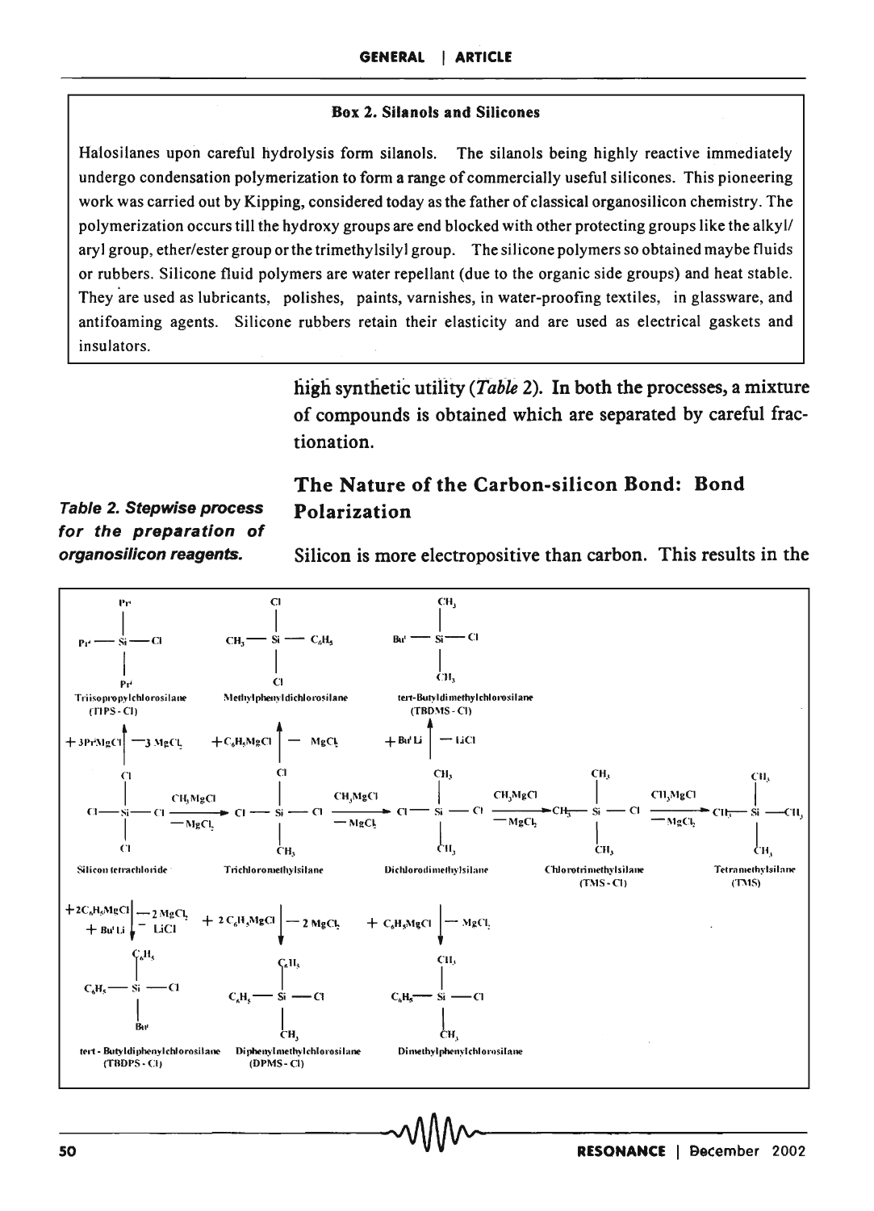**Box 2. Silanols and Silicones**

Halosilanes upon careful hydrolysis form silanols. The silanols being highly reactive immediately undergo condensation polymerization to form a range of commercially useful silicones. This pioneering work was carried out by Kipping, considered today as the father of classical organosilicon chemistry. The polymerization occurs till the hydroxy groups are end blocked with other protecting groups like the alkyl/ aryl group, ether/ester group or the trimethylsilyl group. The silicone polymers so obtained maybe fluids or rubbers. Silicone fluid polymers are water repellant (due to the organic side groups) and heat stable. They are used as lubricants, polishes, paints, varnishes, in water-proofing textiles, in glassware, and antifoaming agents. Silicone rubbers retain their elasticity and are used as electrical gaskets and insulators.

high synthetic utility (*Table* 2). In both the processes, a mixture of compounds is obtained which are separated by careful fractionation.

## The Nature of the Carbon-silicon Bond: Bond Polarization

Silicon is more electropositive than carbon. This results in the

***Table 2. Stepwise process for the preparation of organosilicon reagents.***

Main sequence (Silicon tetrachloride → Tetramethylsilane):

$$SiCl_4 \xrightarrow[-MgCl_2]{CH_3MgCl} CH_3SiCl_3 \xrightarrow[-MgCl_2]{CH_3MgCl} (CH_3)_2SiCl_2 \xrightarrow[-MgCl_2]{CH_3MgCl} (CH_3)_3SiCl \xrightarrow[-MgCl_2]{CH_3MgCl} (CH_3)_4Si$$

Silicon tetrachloride → Trichloromethylsilane → Dichlorodimethylsilane → Chlorotrimethylsilane (TMS-Cl) → Tetramethylsilane (TMS)

Branches:

- Silicon tetrachloride $+ 3Pr^iMgCl$, $-3MgCl_2$ → $Pr^i_3SiCl$, Triisopropylchlorosilane (TIPS-Cl)
- Silicon tetrachloride $+ 2C_6H_5MgCl$, $-2MgCl_2$; $+ Bu^tLi$, $-LiCl$ → $(C_6H_5)_2Bu^tSiCl$, tert-Butyldiphenylchlorosilane (TBDPS-Cl)
- Trichloromethylsilane $+ C_6H_5MgCl$, $-MgCl_2$ → $CH_3(C_6H_5)SiCl_2$, Methylphenyldichlorosilane
- Trichloromethylsilane $+ 2C_6H_5MgCl$, $-2MgCl_2$ → $(C_6H_5)_2CH_3SiCl$, Diphenylmethylchlorosilane (DPMS-Cl)
- Dichlorodimethylsilane $+ Bu^tLi$, $-LiCl$ → $Bu^t(CH_3)_2SiCl$, tert-Butyldimethylchlorosilane (TBDMS-Cl)
- Dichlorodimethylsilane $+ C_6H_5MgCl$, $-MgCl_2$ → $C_6H_5(CH_3)_2SiCl$, Dimethylphenylchlorosilane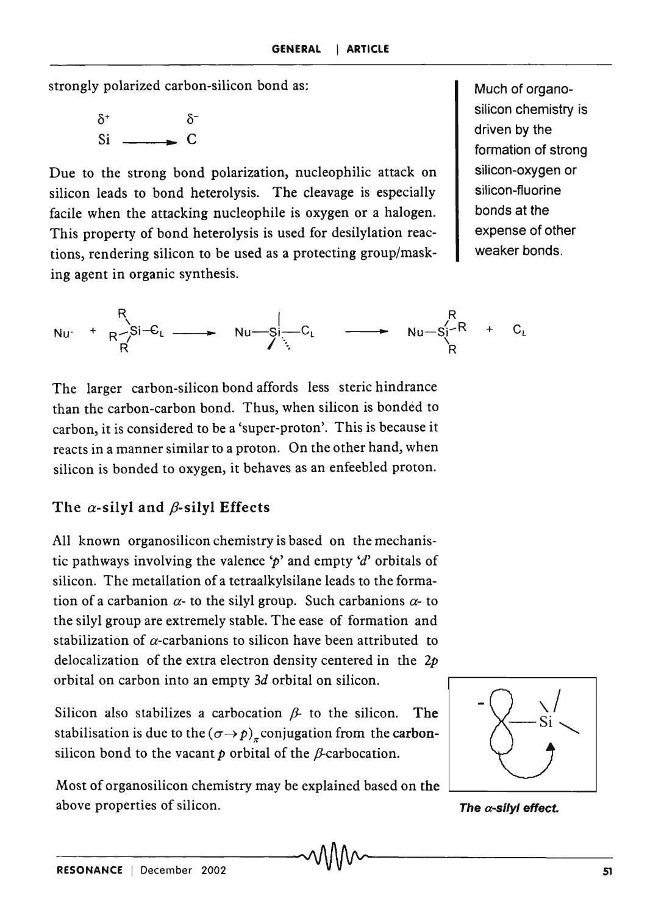strongly polarized carbon-silicon bond as:

$$\overset{\delta^+}{Si} \longrightarrow \overset{\delta^-}{C}$$

Due to the strong bond polarization, nucleophilic attack on silicon leads to bond heterolysis. The cleavage is especially facile when the attacking nucleophile is oxygen or a halogen. This property of bond heterolysis is used for desilylation reactions, rendering silicon to be used as a protecting group/masking agent in organic synthesis.

Much of organosilicon chemistry is driven by the formation of strong silicon-oxygen or silicon-fluorine bonds at the expense of other weaker bonds.

$$Nu^- + R_3Si{-}C_L \longrightarrow Nu{-}Si{-}C_L \longrightarrow Nu{-}SiR_3 + C_L$$

The larger carbon-silicon bond affords less steric hindrance than the carbon-carbon bond. Thus, when silicon is bonded to carbon, it is considered to be a 'super-proton'. This is because it reacts in a manner similar to a proton. On the other hand, when silicon is bonded to oxygen, it behaves as an enfeebled proton.

## The $\alpha$-silyl and $\beta$-silyl Effects

All known organosilicon chemistry is based on the mechanistic pathways involving the valence '*p*' and empty '*d*' orbitals of silicon. The metallation of a tetraalkylsilane leads to the formation of a carbanion $\alpha$- to the silyl group. Such carbanions $\alpha$- to the silyl group are extremely stable. The ease of formation and stabilization of $\alpha$-carbanions to silicon have been attributed to delocalization of the extra electron density centered in the $2p$ orbital on carbon into an empty $3d$ orbital on silicon.

Silicon also stabilizes a carbocation $\beta$- to the silicon. The stabilisation is due to the $(\sigma \rightarrow p)_\pi$ conjugation from the carbon-silicon bond to the vacant $p$ orbital of the $\beta$-carbocation.

Most of organosilicon chemistry may be explained based on the above properties of silicon.

*The $\alpha$-silyl effect.*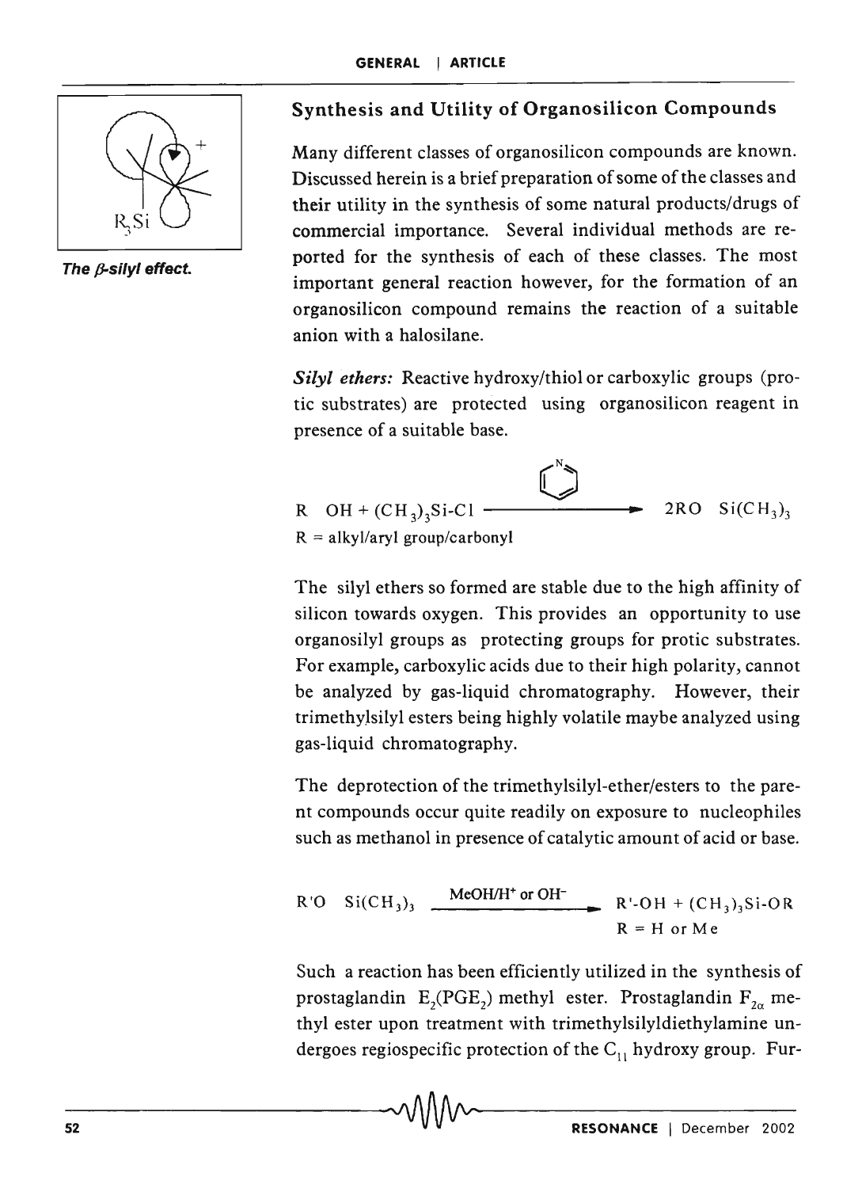The *β*-silyl effect.

## Synthesis and Utility of Organosilicon Compounds

Many different classes of organosilicon compounds are known. Discussed herein is a brief preparation of some of the classes and their utility in the synthesis of some natural products/drugs of commercial importance. Several individual methods are reported for the synthesis of each of these classes. The most important general reaction however, for the formation of an organosilicon compound remains the reaction of a suitable anion with a halosilane.

***Silyl ethers:*** Reactive hydroxy/thiol or carboxylic groups (protic substrates) are protected using organosilicon reagent in presence of a suitable base.

$$\text{R} \;\; \text{OH} + (\text{CH}_3)_3\text{Si-Cl} \xrightarrow{\text{pyridine}} 2\text{RO} \;\; \text{Si(CH}_3)_3$$

R = alkyl/aryl group/carbonyl

The silyl ethers so formed are stable due to the high affinity of silicon towards oxygen. This provides an opportunity to use organosilyl groups as protecting groups for protic substrates. For example, carboxylic acids due to their high polarity, cannot be analyzed by gas-liquid chromatography. However, their trimethylsilyl esters being highly volatile maybe analyzed using gas-liquid chromatography.

The deprotection of the trimethylsilyl-ether/esters to the parent compounds occur quite readily on exposure to nucleophiles such as methanol in presence of catalytic amount of acid or base.

$$\text{R'O} \;\; \text{Si(CH}_3)_3 \xrightarrow{\text{MeOH/H}^+ \text{ or OH}^-} \text{R'-OH} + (\text{CH}_3)_3\text{Si-OR}$$

R = H or Me

Such a reaction has been efficiently utilized in the synthesis of prostaglandin $E_2$($PGE_2$) methyl ester. Prostaglandin $F_{2\alpha}$ methyl ester upon treatment with trimethylsilyldiethylamine undergoes regiospecific protection of the $C_{11}$ hydroxy group. Fur-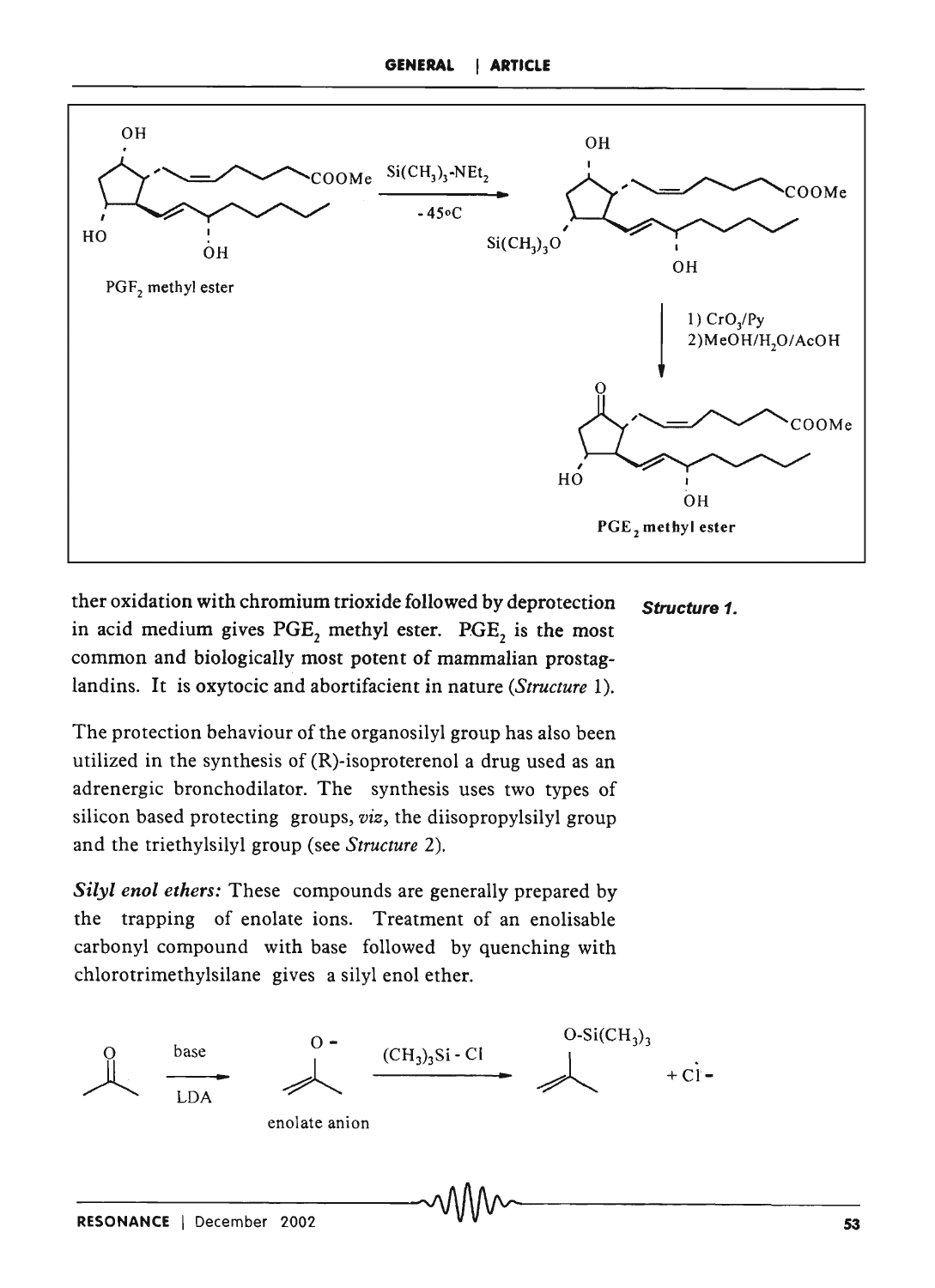ther oxidation with chromium trioxide followed by deprotection in acid medium gives $PGE_2$ methyl ester. $PGE_2$ is the most common and biologically most potent of mammalian prostaglandins. It is oxytocic and abortifacient in nature (*Structure* 1).

**Structure 1.**

The protection behaviour of the organosilyl group has also been utilized in the synthesis of (R)-isoproterenol a drug used as an adrenergic bronchodilator. The synthesis uses two types of silicon based protecting groups, *viz*, the diisopropylsilyl group and the triethylsilyl group (see *Structure* 2).

***Silyl enol ethers:*** These compounds are generally prepared by the trapping of enolate ions. Treatment of an enolisable carbonyl compound with base followed by quenching with chlorotrimethylsilane gives a silyl enol ether.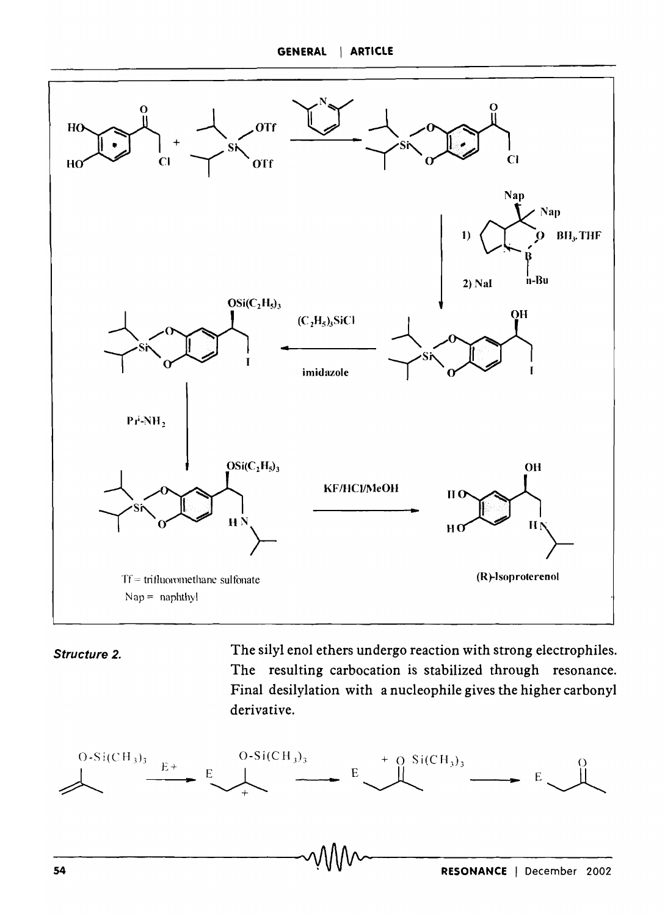Tf = trifluoromethane sulfonate

Nap = naphthyl

(R)-Isoproterenol

*Structure 2.*

The silyl enol ethers undergo reaction with strong electrophiles. The resulting carbocation is stabilized through resonance. Final desilylation with a nucleophile gives the higher carbonyl derivative.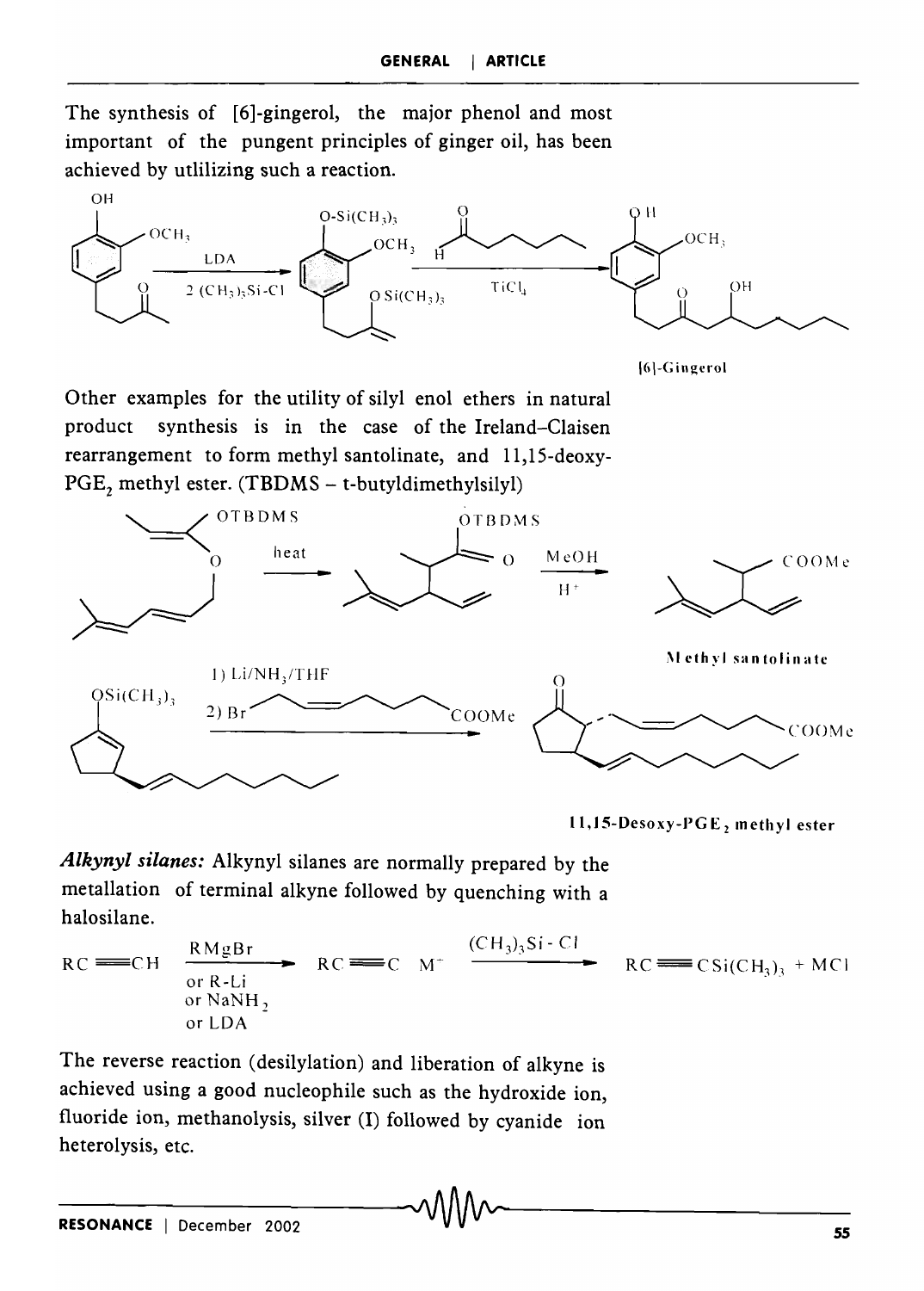The synthesis of [6]-gingerol, the major phenol and most important of the pungent principles of ginger oil, has been achieved by utlilizing such a reaction.

[6]-Gingerol

Other examples for the utility of silyl enol ethers in natural product synthesis is in the case of the Ireland–Claisen rearrangement to form methyl santolinate, and 11,15-deoxy-$PGE_2$ methyl ester. (TBDMS – t-butyldimethylsilyl)

Methyl santolinate

11,15-Desoxy-$PGE_2$ methyl ester

***Alkynyl silanes:*** Alkynyl silanes are normally prepared by the metallation of terminal alkyne followed by quenching with a halosilane.

$$RC{\equiv}CH \xrightarrow[\text{or R-Li, or } NaNH_2\text{, or LDA}]{RMgBr} RC{\equiv}C\ M^+ \xrightarrow{(CH_3)_3Si-Cl} RC{\equiv}CSi(CH_3)_3 + MCl$$

The reverse reaction (desilylation) and liberation of alkyne is achieved using a good nucleophile such as the hydroxide ion, fluoride ion, methanolysis, silver (I) followed by cyanide ion heterolysis, etc.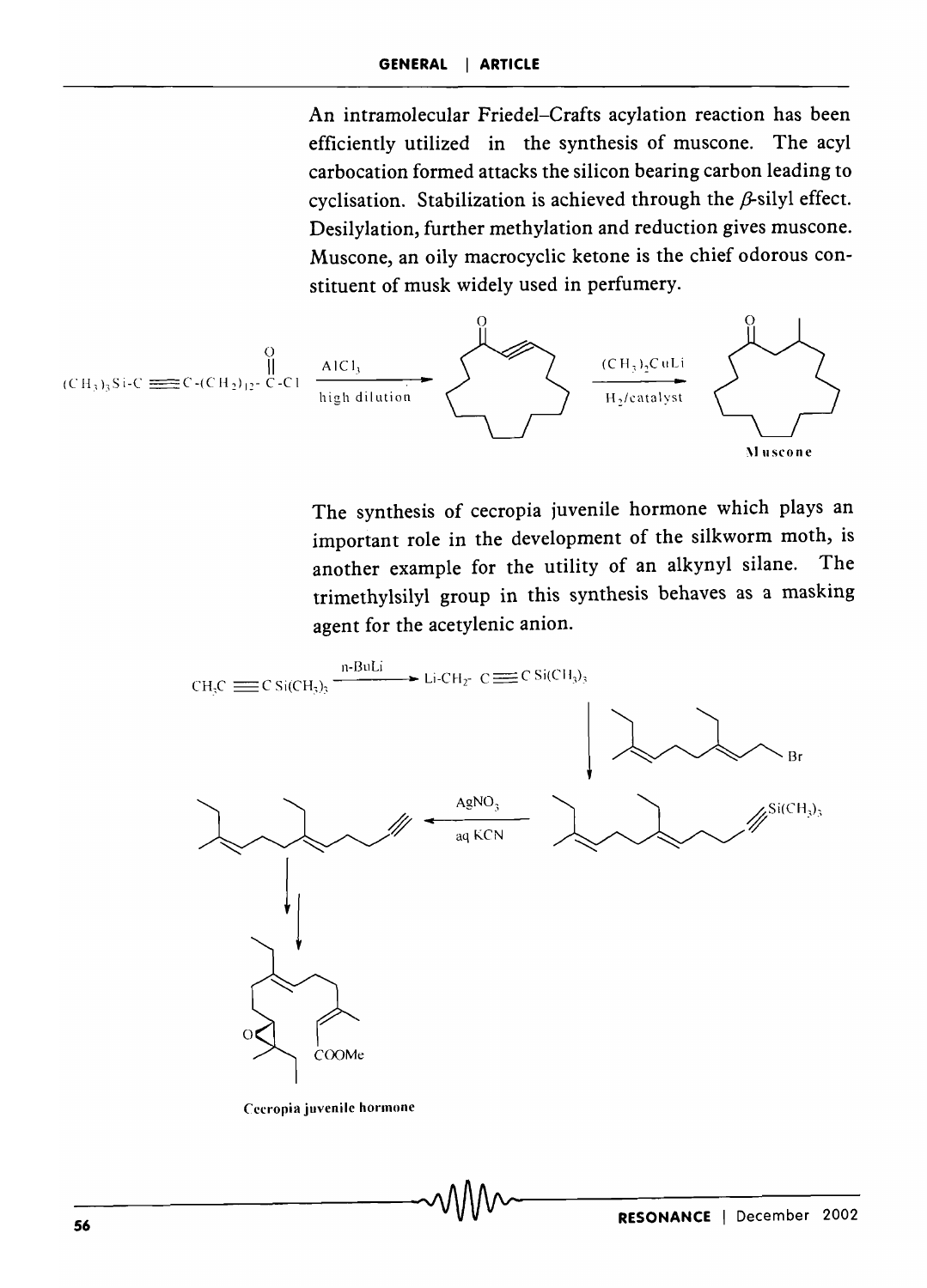An intramolecular Friedel–Crafts acylation reaction has been efficiently utilized in the synthesis of muscone. The acyl carbocation formed attacks the silicon bearing carbon leading to cyclisation. Stabilization is achieved through the $\beta$-silyl effect. Desilylation, further methylation and reduction gives muscone. Muscone, an oily macrocyclic ketone is the chief odorous constituent of musk widely used in perfumery.

$(CH_3)_3Si\text{-}C\equiv C\text{-}(CH_2)_{12}\text{-}C(=O)\text{-}Cl$ — $AlCl_3$, high dilution → — $(CH_3)_2CuLi$, $H_2$/catalyst →

Muscone

The synthesis of cecropia juvenile hormone which plays an important role in the development of the silkworm moth, is another example for the utility of an alkynyl silane. The trimethylsilyl group in this synthesis behaves as a masking agent for the acetylenic anion.

$CH_3C\equiv C\,Si(CH_3)_3$ — n-BuLi → $Li\text{-}CH_2\text{-}C\equiv C\,Si(CH_3)_3$

Br

$Si(CH_3)_3$

$AgNO_3$, aq KCN

O

COOMe

Cecropia juvenile hormone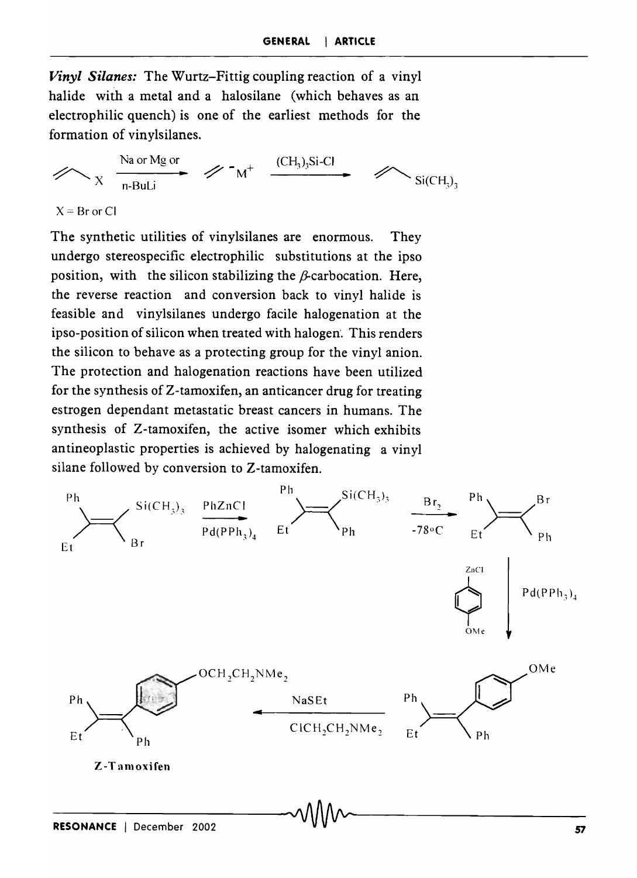***Vinyl Silanes:*** The Wurtz–Fittig coupling reaction of a vinyl halide with a metal and a halosilane (which behaves as an electrophilic quench) is one of the earliest methods for the formation of vinylsilanes.

X = Br or Cl

The synthetic utilities of vinylsilanes are enormous. They undergo stereospecific electrophilic substitutions at the ipso position, with the silicon stabilizing the $\beta$-carbocation. Here, the reverse reaction and conversion back to vinyl halide is feasible and vinylsilanes undergo facile halogenation at the ipso-position of silicon when treated with halogen. This renders the silicon to behave as a protecting group for the vinyl anion. The protection and halogenation reactions have been utilized for the synthesis of Z-tamoxifen, an anticancer drug for treating estrogen dependant metastatic breast cancers in humans. The synthesis of Z-tamoxifen, the active isomer which exhibits antineoplastic properties is achieved by halogenating a vinyl silane followed by conversion to Z-tamoxifen.

**Z-Tamoxifen**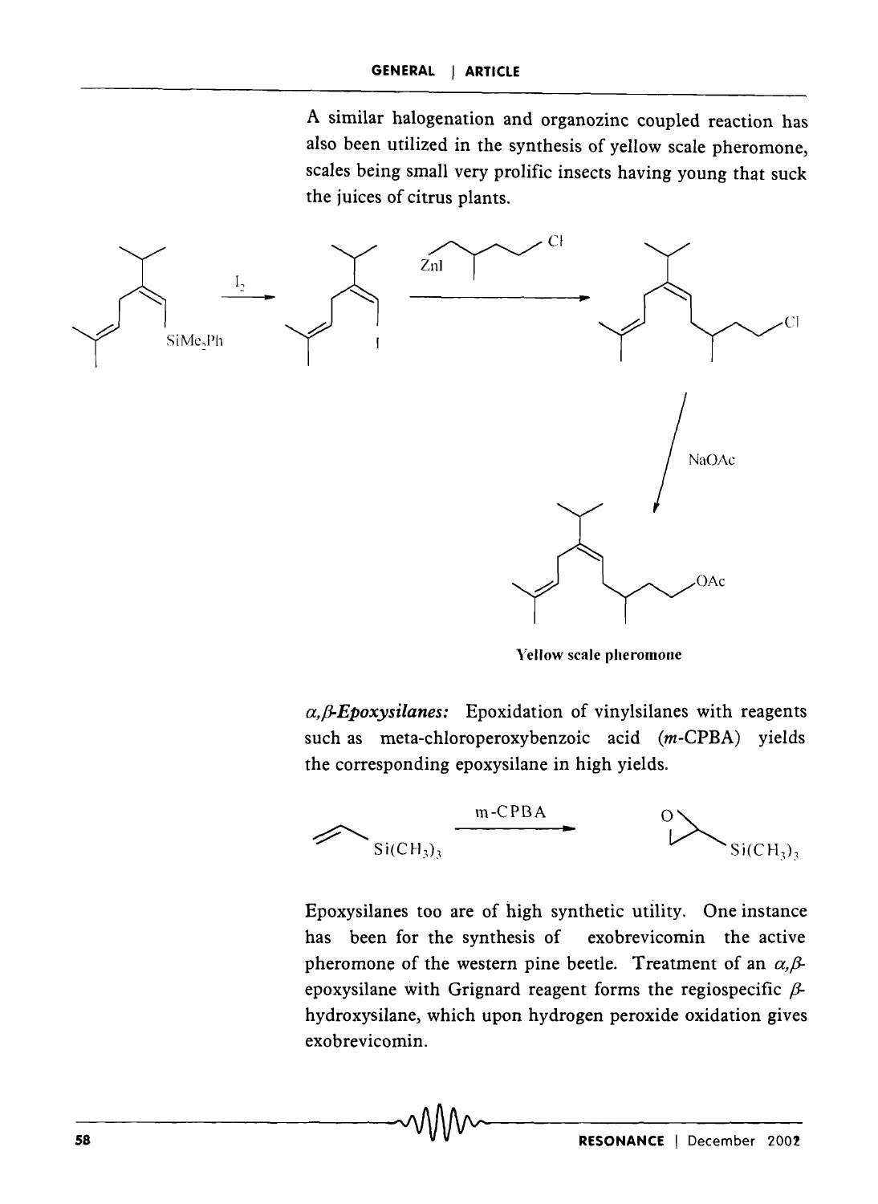A similar halogenation and organozinc coupled reaction has also been utilized in the synthesis of yellow scale pheromone, scales being small very prolific insects having young that suck the juices of citrus plants.

Yellow scale pheromone

*α,β-Epoxysilanes:* Epoxidation of vinylsilanes with reagents such as meta-chloroperoxybenzoic acid (*m*-CPBA) yields the corresponding epoxysilane in high yields.

Epoxysilanes too are of high synthetic utility. One instance has been for the synthesis of exobrevicomin the active pheromone of the western pine beetle. Treatment of an *α,β*-epoxysilane with Grignard reagent forms the regiospecific *β*-hydroxysilane, which upon hydrogen peroxide oxidation gives exobrevicomin.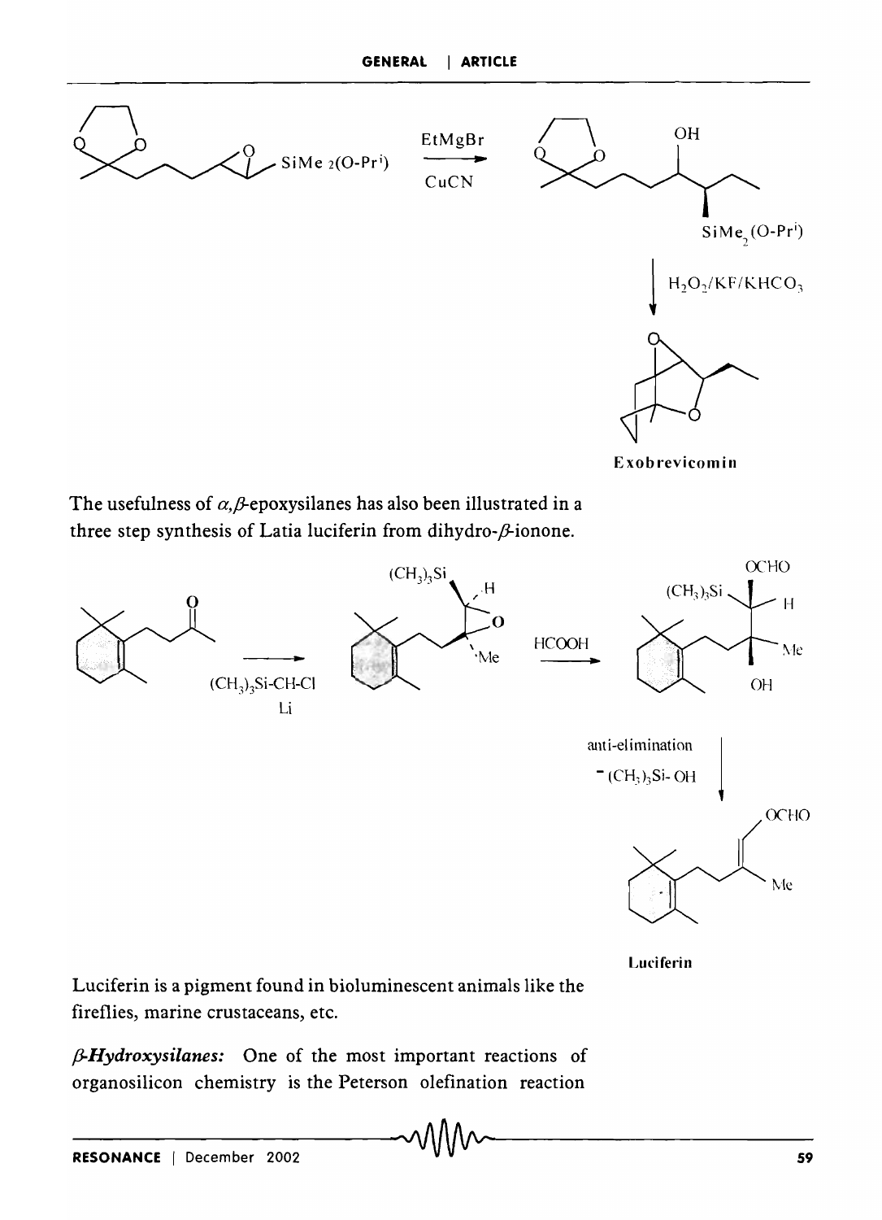EtMgBr

CuCN

OH

$SiMe_2(O\text{-}Pr^i)$

$H_2O_2/KF/KHCO_3$

Exobrevicomin

The usefulness of $\alpha,\beta$-epoxysilanes has also been illustrated in a three step synthesis of Latia luciferin from dihydro-$\beta$-ionone.

$(CH_3)_3Si\text{-}CH\text{-}Cl$
Li

$(CH_3)_3Si$

HCOOH

OCHO

$(CH_3)_3Si$

anti-elimination
$-(CH_3)_3Si\text{-}OH$

Luciferin

Luciferin is a pigment found in bioluminescent animals like the fireflies, marine crustaceans, etc.

***β-Hydroxysilanes:*** One of the most important reactions of organosilicon chemistry is the Peterson olefination reaction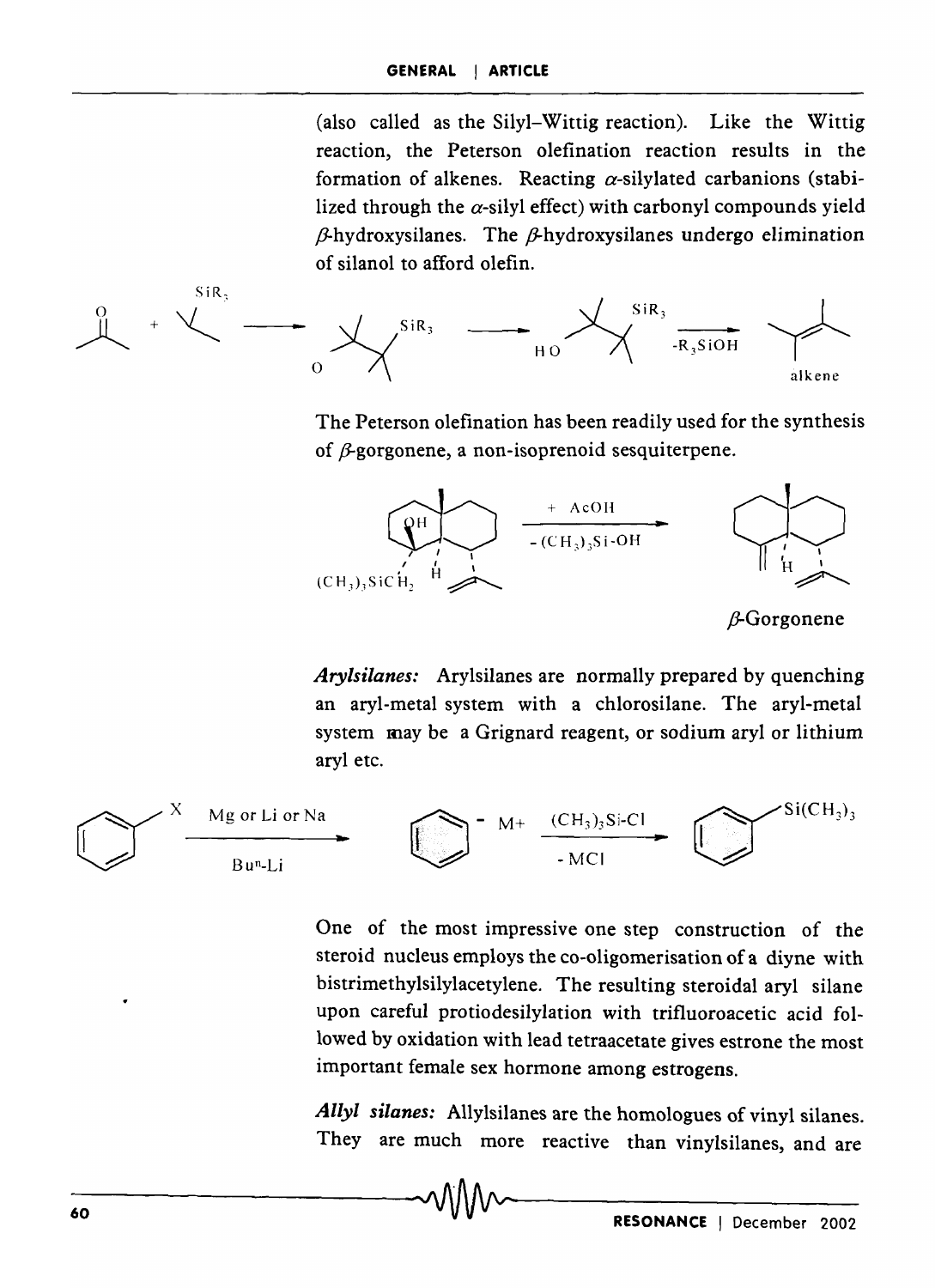(also called as the Silyl–Wittig reaction). Like the Wittig reaction, the Peterson olefination reaction results in the formation of alkenes. Reacting $\alpha$-silylated carbanions (stabilized through the $\alpha$-silyl effect) with carbonyl compounds yield $\beta$-hydroxysilanes. The $\beta$-hydroxysilanes undergo elimination of silanol to afford olefin.

The Peterson olefination has been readily used for the synthesis of $\beta$-gorgonene, a non-isoprenoid sesquiterpene.

*Arylsilanes:* Arylsilanes are normally prepared by quenching an aryl-metal system with a chlorosilane. The aryl-metal system may be a Grignard reagent, or sodium aryl or lithium aryl etc.

One of the most impressive one step construction of the steroid nucleus employs the co-oligomerisation of a diyne with bistrimethylsilylacetylene. The resulting steroidal aryl silane upon careful protiodesilylation with trifluoroacetic acid followed by oxidation with lead tetraacetate gives estrone the most important female sex hormone among estrogens.

*Allyl silanes:* Allylsilanes are the homologues of vinyl silanes. They are much more reactive than vinylsilanes, and are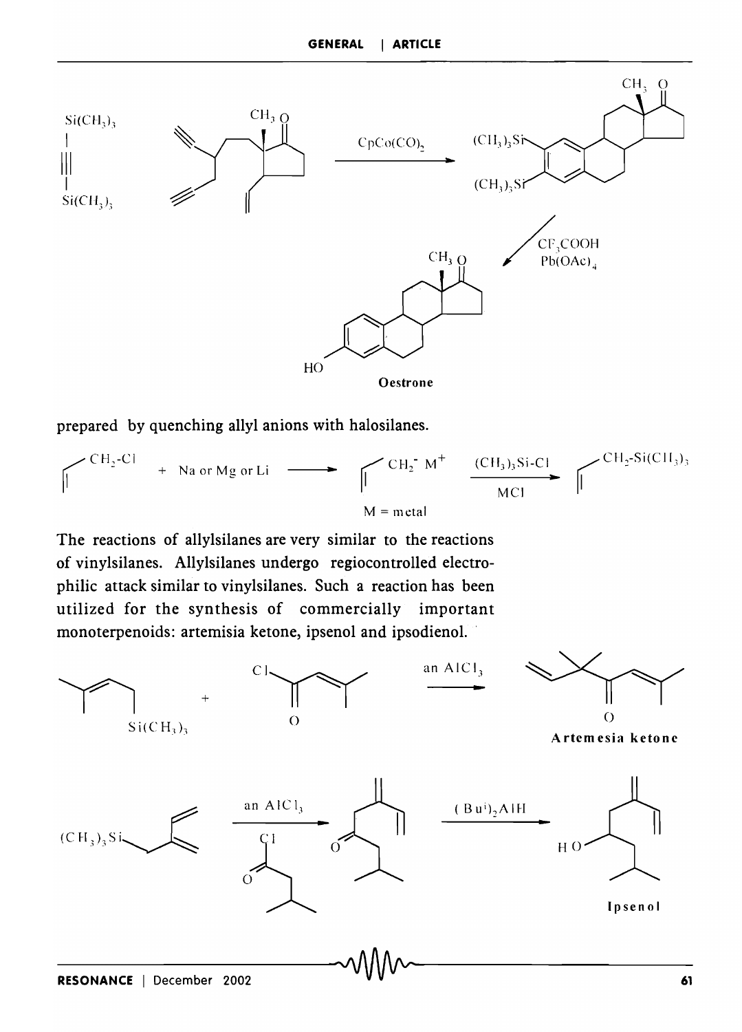prepared by quenching allyl anions with halosilanes.

$$CH_2{=}CH{-}CH_2{-}Cl + \text{Na or Mg or Li} \longrightarrow CH_2{=}CH{-}CH_2^- M^+ \xrightarrow[MCl]{(CH_3)_3Si{-}Cl} CH_2{=}CH{-}CH_2{-}Si(CH_3)_3$$

M = metal

The reactions of allylsilanes are very similar to the reactions of vinylsilanes. Allylsilanes undergo regiocontrolled electrophilic attack similar to vinylsilanes. Such a reaction has been utilized for the synthesis of commercially important monoterpenoids: artemisia ketone, ipsenol and ipsodienol.

**Artemesia ketone**

**Ipsenol**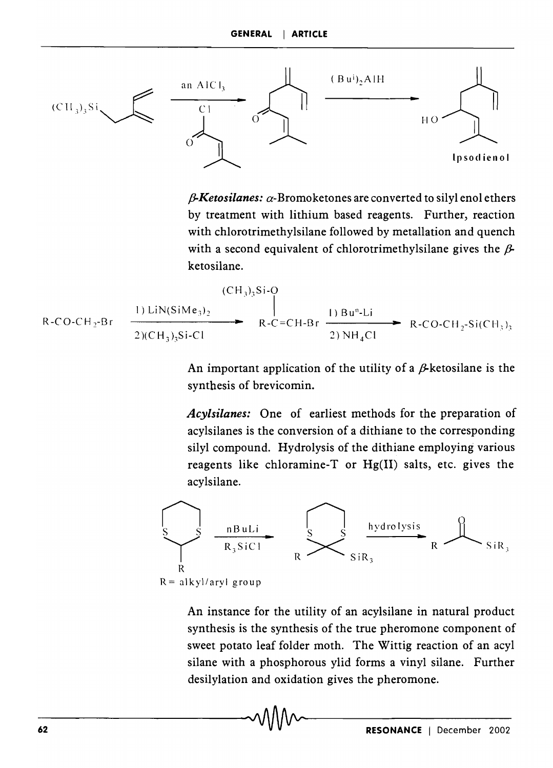$(CH_3)_3Si$ — an $AlCl_3$, Cl-CO-CH=C(CH_3)_2 → — $(Bu^i)_2AlH$ → HO — Ipsodienol

***β-Ketosilanes:*** *α*-Bromoketones are converted to silyl enol ethers by treatment with lithium based reagents. Further, reaction with chlorotrimethylsilane followed by metallation and quench with a second equivalent of chlorotrimethylsilane gives the *β*-ketosilane.

$$R\text{-}CO\text{-}CH_2\text{-}Br \xrightarrow[2)(CH_3)_3Si\text{-}Cl]{1)\ LiN(SiMe_3)_2} R\text{-}C(OSi(CH_3)_3){=}CH\text{-}Br \xrightarrow[2)\ NH_4Cl]{1)\ Bu^n\text{-}Li} R\text{-}CO\text{-}CH_2\text{-}Si(CH_3)_3$$

An important application of the utility of a *β*-ketosilane is the synthesis of brevicomin.

***Acylsilanes:*** One of earliest methods for the preparation of acylsilanes is the conversion of a dithiane to the corresponding silyl compound. Hydrolysis of the dithiane employing various reagents like chloramine-T or Hg(II) salts, etc. gives the acylsilane.

2-R-1,3-dithiane $\xrightarrow[R_3SiCl]{nBuLi}$ 2-R-2-$SiR_3$-1,3-dithiane $\xrightarrow{\text{hydrolysis}}$ R-CO-$SiR_3$

R= alkyl/aryl group

An instance for the utility of an acylsilane in natural product synthesis is the synthesis of the true pheromone component of sweet potato leaf folder moth. The Wittig reaction of an acyl silane with a phosphorous ylid forms a vinyl silane. Further desilylation and oxidation gives the pheromone.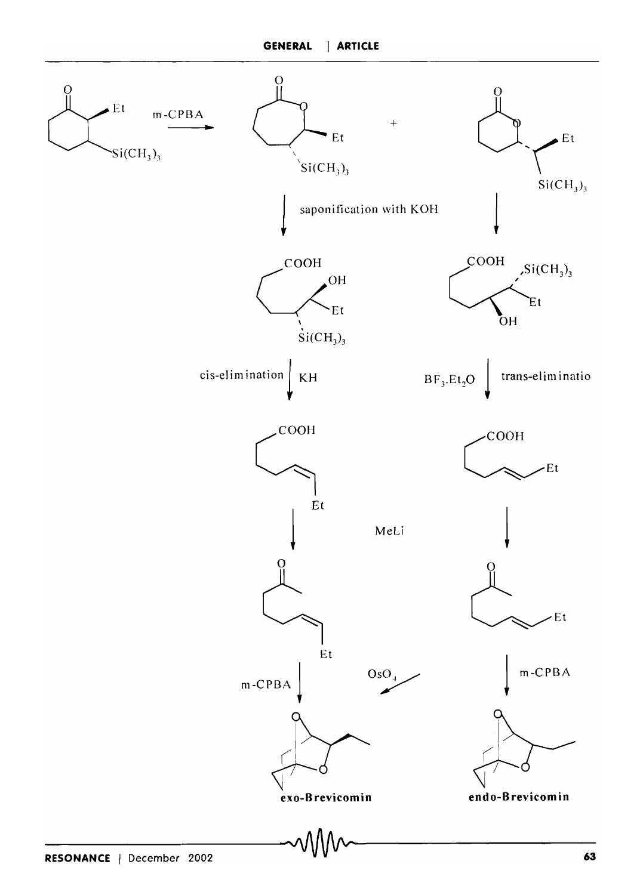m-CPBA

+

Et

Si(CH$_3$)$_3$

saponification with KOH

COOH

OH

Et

Si(CH$_3$)$_3$

cis-elimination KH

BF$_3$.Et$_2$O trans-eliminatio

COOH

Et

MeLi

m-CPBA

OsO$_4$

m-CPBA

**exo-Brevicomin**

**endo-Brevicomin**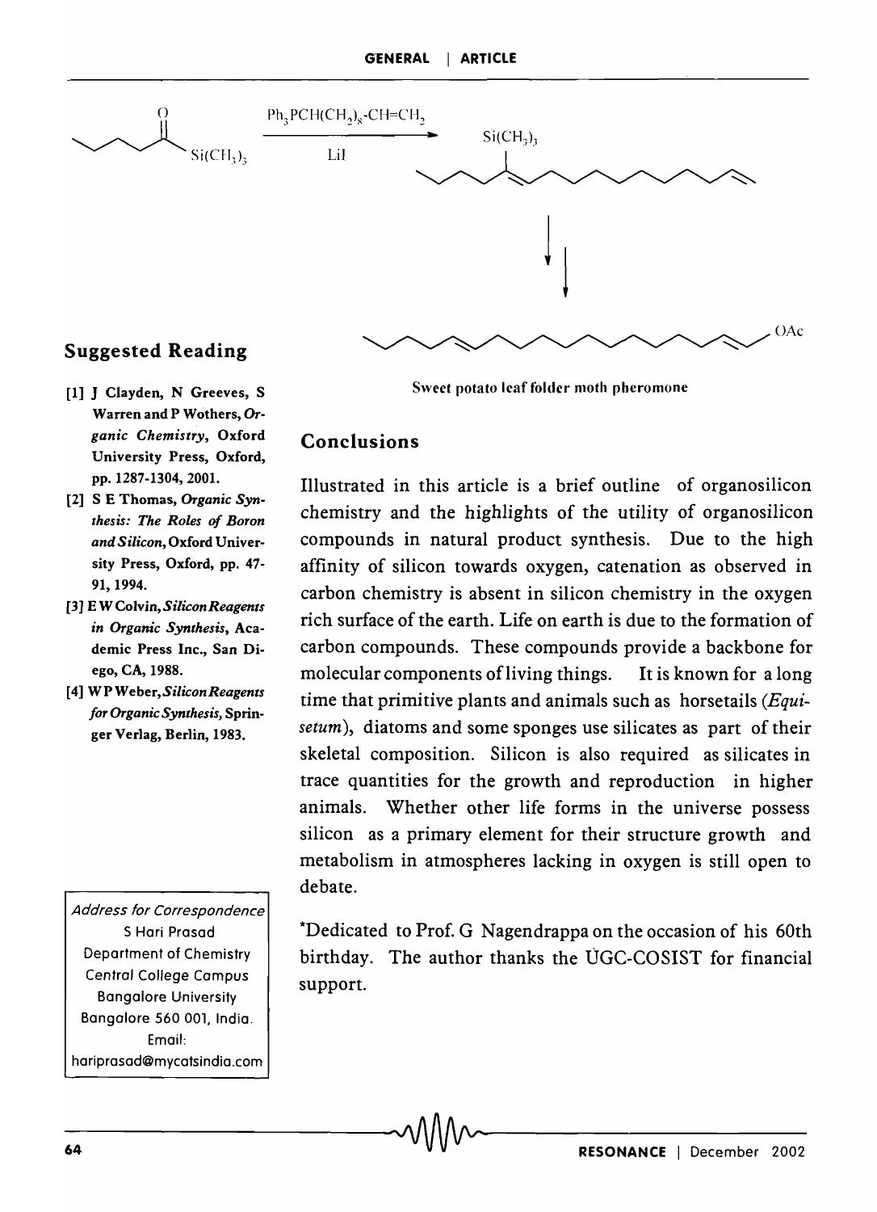$Ph_3PCH(CH_2)_8\text{-}CH{=}CH_2$

LiI

$Si(CH_3)_3$

OAc

Sweet potato leaf folder moth pheromone

## Conclusions

Illustrated in this article is a brief outline of organosilicon chemistry and the highlights of the utility of organosilicon compounds in natural product synthesis. Due to the high affinity of silicon towards oxygen, catenation as observed in carbon chemistry is absent in silicon chemistry in the oxygen rich surface of the earth. Life on earth is due to the formation of carbon compounds. These compounds provide a backbone for molecular components of living things. It is known for a long time that primitive plants and animals such as horsetails (*Equisetum*), diatoms and some sponges use silicates as part of their skeletal composition. Silicon is also required as silicates in trace quantities for the growth and reproduction in higher animals. Whether other life forms in the universe possess silicon as a primary element for their structure growth and metabolism in atmospheres lacking in oxygen is still open to debate.

*Dedicated to Prof. G Nagendrappa on the occasion of his 60th birthday. The author thanks the UGC-COSIST for financial support.

## Suggested Reading

[1] J Clayden, N Greeves, S Warren and P Wothers, *Organic Chemistry*, Oxford University Press, Oxford, pp. 1287-1304, 2001.

[2] S E Thomas, *Organic Synthesis: The Roles of Boron and Silicon*, Oxford University Press, Oxford, pp. 47-91, 1994.

[3] E W Colvin, *Silicon Reagents in Organic Synthesis*, Academic Press Inc., San Diego, CA, 1988.

[4] W P Weber, *Silicon Reagents for Organic Synthesis*, Springer Verlag, Berlin, 1983.

*Address for Correspondence*
S Hari Prasad
Department of Chemistry
Central College Campus
Bangalore University
Bangalore 560 001, India.
Email:
hariprasad@mycatsindia.com